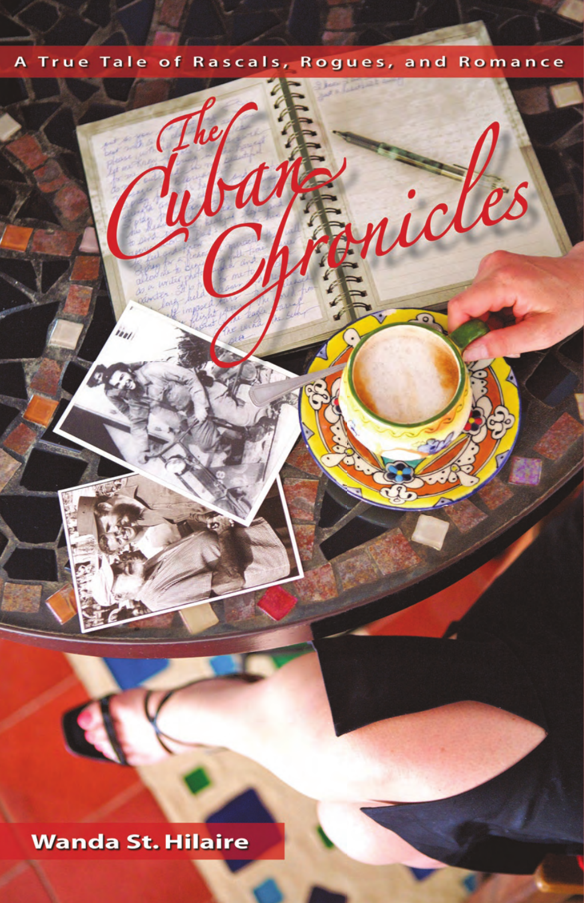A True Tale of Rascals, Rogues, and Romance

# The Cuban Chronicles

**Wanda St. Hilaire**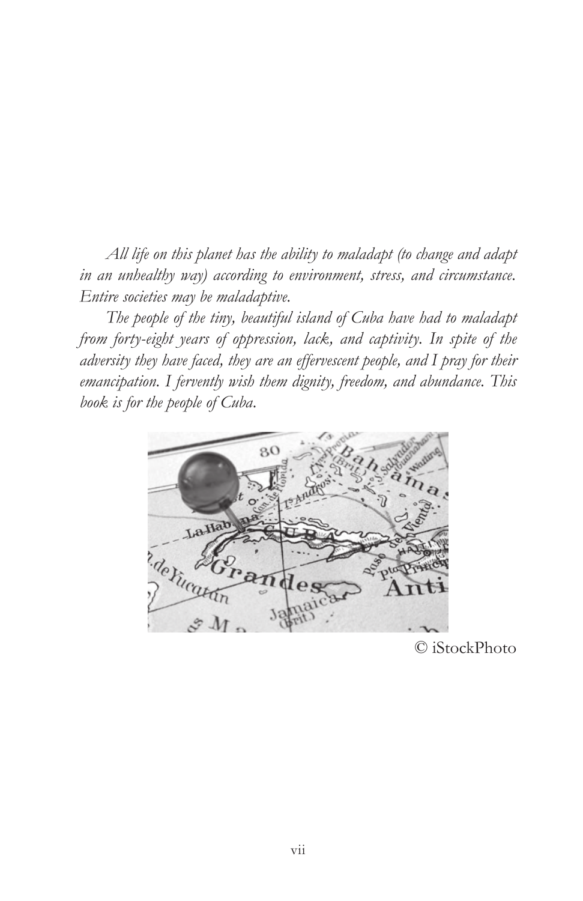*All life on this planet has the ability to maladapt (to change and adapt in an unhealthy way) according to environment, stress, and circumstance. Entire societies may be maladaptive.*

*The people of the tiny, beautiful island of Cuba have had to maladapt from forty-eight years of oppression, lack, and captivity. In spite of the adversity they have faced, they are an effervescent people, and I pray for their emancipation. I fervently wish them dignity, freedom, and abundance. This book is for the people of Cuba.*

© iStockPhoto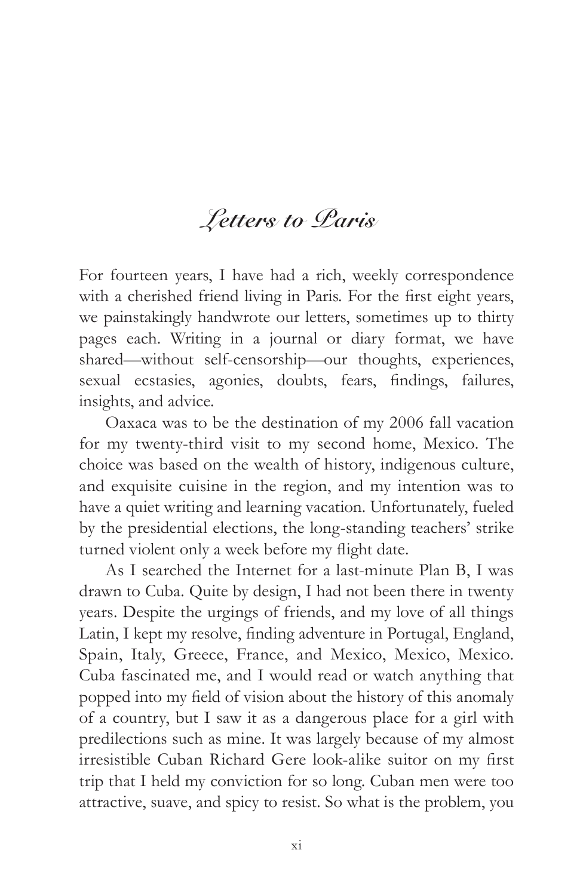# Letters to Paris

For fourteen years, I have had a rich, weekly correspondence with a cherished friend living in Paris. For the first eight years, we painstakingly handwrote our letters, sometimes up to thirty pages each. Writing in a journal or diary format, we have shared—without self-censorship—our thoughts, experiences, sexual ecstasies, agonies, doubts, fears, findings, failures, insights, and advice.

Oaxaca was to be the destination of my 2006 fall vacation for my twenty-third visit to my second home, Mexico. The choice was based on the wealth of history, indigenous culture, and exquisite cuisine in the region, and my intention was to have a quiet writing and learning vacation. Unfortunately, fueled by the presidential elections, the long-standing teachers' strike turned violent only a week before my flight date.

As I searched the Internet for a last-minute Plan B, I was drawn to Cuba. Quite by design, I had not been there in twenty years. Despite the urgings of friends, and my love of all things Latin, I kept my resolve, finding adventure in Portugal, England, Spain, Italy, Greece, France, and Mexico, Mexico, Mexico. Cuba fascinated me, and I would read or watch anything that popped into my field of vision about the history of this anomaly of a country, but I saw it as a dangerous place for a girl with predilections such as mine. It was largely because of my almost irresistible Cuban Richard Gere look-alike suitor on my first trip that I held my conviction for so long. Cuban men were too attractive, suave, and spicy to resist. So what is the problem, you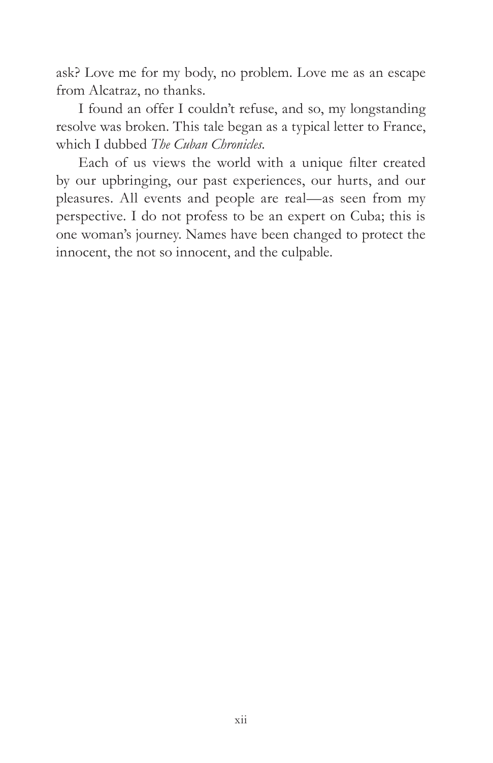ask? Love me for my body, no problem. Love me as an escape from Alcatraz, no thanks.

I found an offer I couldn't refuse, and so, my longstanding resolve was broken. This tale began as a typical letter to France, which I dubbed *The Cuban Chronicles.*

Each of us views the world with a unique filter created by our upbringing, our past experiences, our hurts, and our pleasures. All events and people are real—as seen from my perspective. I do not profess to be an expert on Cuba; this is one woman's journey. Names have been changed to protect the innocent, the not so innocent, and the culpable.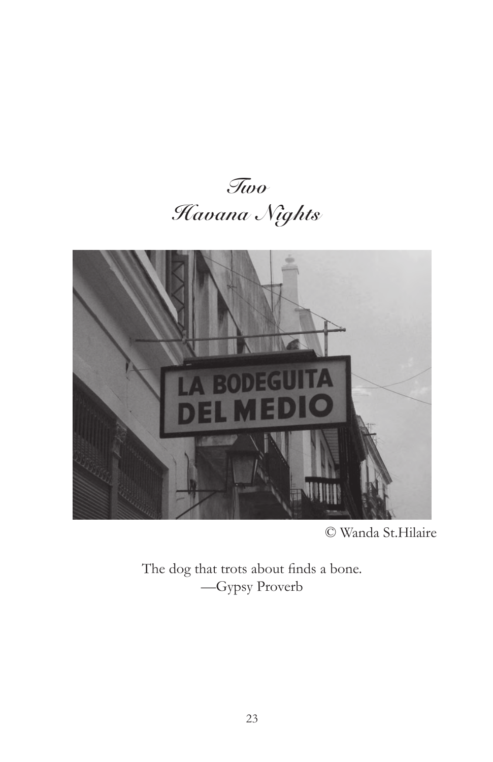# *Two*
# *Havana Nights*

© Wanda St.Hilaire

The dog that trots about finds a bone.
—Gypsy Proverb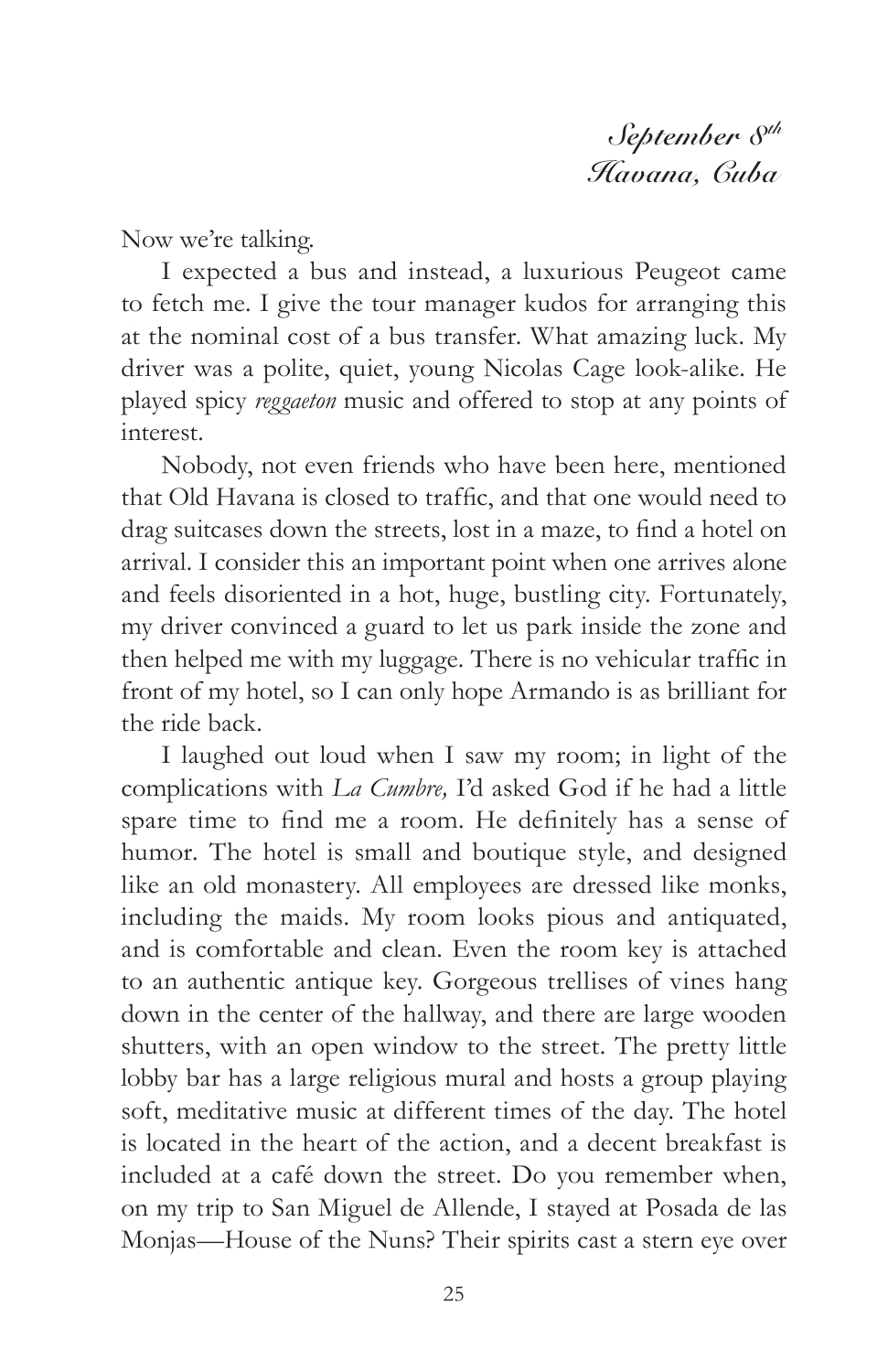## *September 8th*
## *Havana, Cuba*

Now we're talking.

I expected a bus and instead, a luxurious Peugeot came to fetch me. I give the tour manager kudos for arranging this at the nominal cost of a bus transfer. What amazing luck. My driver was a polite, quiet, young Nicolas Cage look-alike. He played spicy *reggaeton* music and offered to stop at any points of interest.

Nobody, not even friends who have been here, mentioned that Old Havana is closed to traffic, and that one would need to drag suitcases down the streets, lost in a maze, to find a hotel on arrival. I consider this an important point when one arrives alone and feels disoriented in a hot, huge, bustling city. Fortunately, my driver convinced a guard to let us park inside the zone and then helped me with my luggage. There is no vehicular traffic in front of my hotel, so I can only hope Armando is as brilliant for the ride back.

I laughed out loud when I saw my room; in light of the complications with *La Cumbre,* I'd asked God if he had a little spare time to find me a room. He definitely has a sense of humor. The hotel is small and boutique style, and designed like an old monastery. All employees are dressed like monks, including the maids. My room looks pious and antiquated, and is comfortable and clean. Even the room key is attached to an authentic antique key. Gorgeous trellises of vines hang down in the center of the hallway, and there are large wooden shutters, with an open window to the street. The pretty little lobby bar has a large religious mural and hosts a group playing soft, meditative music at different times of the day. The hotel is located in the heart of the action, and a decent breakfast is included at a café down the street. Do you remember when, on my trip to San Miguel de Allende, I stayed at Posada de las Monjas—House of the Nuns? Their spirits cast a stern eye over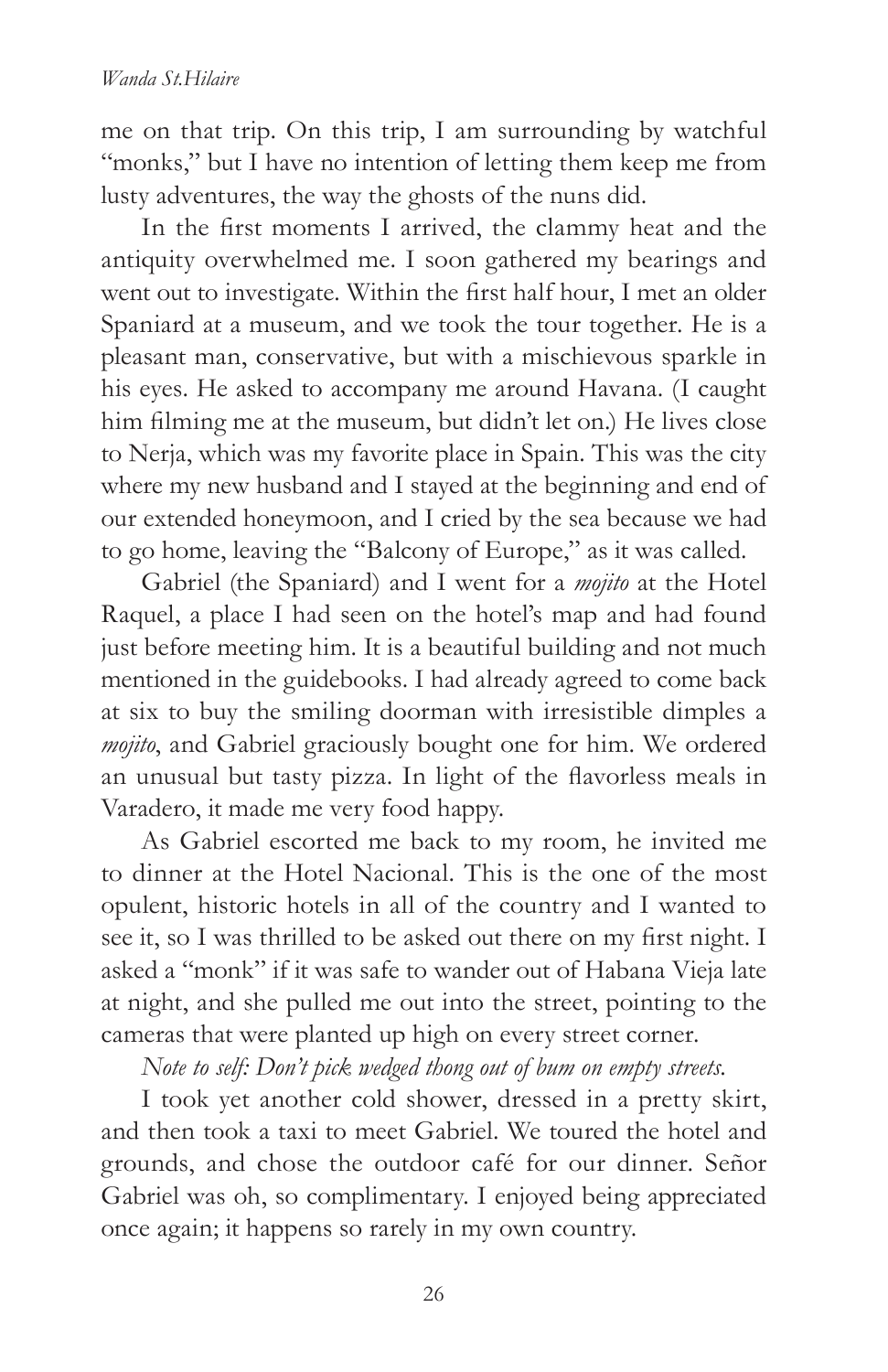me on that trip. On this trip, I am surrounding by watchful "monks," but I have no intention of letting them keep me from lusty adventures, the way the ghosts of the nuns did.

In the first moments I arrived, the clammy heat and the antiquity overwhelmed me. I soon gathered my bearings and went out to investigate. Within the first half hour, I met an older Spaniard at a museum, and we took the tour together. He is a pleasant man, conservative, but with a mischievous sparkle in his eyes. He asked to accompany me around Havana. (I caught him filming me at the museum, but didn't let on.) He lives close to Nerja, which was my favorite place in Spain. This was the city where my new husband and I stayed at the beginning and end of our extended honeymoon, and I cried by the sea because we had to go home, leaving the "Balcony of Europe," as it was called.

Gabriel (the Spaniard) and I went for a *mojito* at the Hotel Raquel, a place I had seen on the hotel's map and had found just before meeting him. It is a beautiful building and not much mentioned in the guidebooks. I had already agreed to come back at six to buy the smiling doorman with irresistible dimples a *mojito*, and Gabriel graciously bought one for him. We ordered an unusual but tasty pizza. In light of the flavorless meals in Varadero, it made me very food happy.

As Gabriel escorted me back to my room, he invited me to dinner at the Hotel Nacional. This is the one of the most opulent, historic hotels in all of the country and I wanted to see it, so I was thrilled to be asked out there on my first night. I asked a "monk" if it was safe to wander out of Habana Vieja late at night, and she pulled me out into the street, pointing to the cameras that were planted up high on every street corner.

*Note to self: Don't pick wedged thong out of bum on empty streets.*

I took yet another cold shower, dressed in a pretty skirt, and then took a taxi to meet Gabriel. We toured the hotel and grounds, and chose the outdoor café for our dinner. Señor Gabriel was oh, so complimentary. I enjoyed being appreciated once again; it happens so rarely in my own country.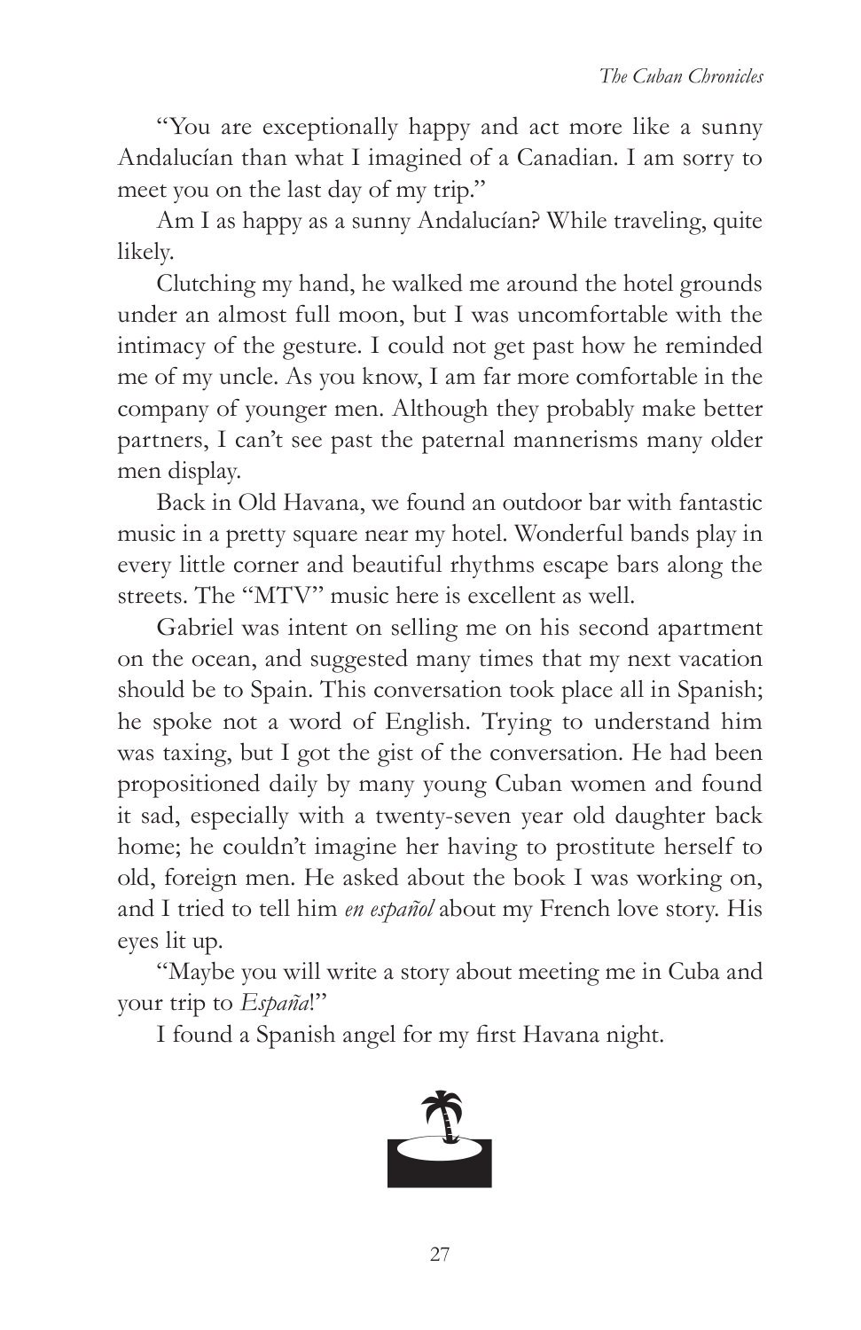"You are exceptionally happy and act more like a sunny Andalucían than what I imagined of a Canadian. I am sorry to meet you on the last day of my trip."

Am I as happy as a sunny Andalucían? While traveling, quite likely.

Clutching my hand, he walked me around the hotel grounds under an almost full moon, but I was uncomfortable with the intimacy of the gesture. I could not get past how he reminded me of my uncle. As you know, I am far more comfortable in the company of younger men. Although they probably make better partners, I can't see past the paternal mannerisms many older men display.

Back in Old Havana, we found an outdoor bar with fantastic music in a pretty square near my hotel. Wonderful bands play in every little corner and beautiful rhythms escape bars along the streets. The "MTV" music here is excellent as well.

Gabriel was intent on selling me on his second apartment on the ocean, and suggested many times that my next vacation should be to Spain. This conversation took place all in Spanish; he spoke not a word of English. Trying to understand him was taxing, but I got the gist of the conversation. He had been propositioned daily by many young Cuban women and found it sad, especially with a twenty-seven year old daughter back home; he couldn't imagine her having to prostitute herself to old, foreign men. He asked about the book I was working on, and I tried to tell him *en español* about my French love story. His eyes lit up.

"Maybe you will write a story about meeting me in Cuba and your trip to *España*!"

I found a Spanish angel for my first Havana night.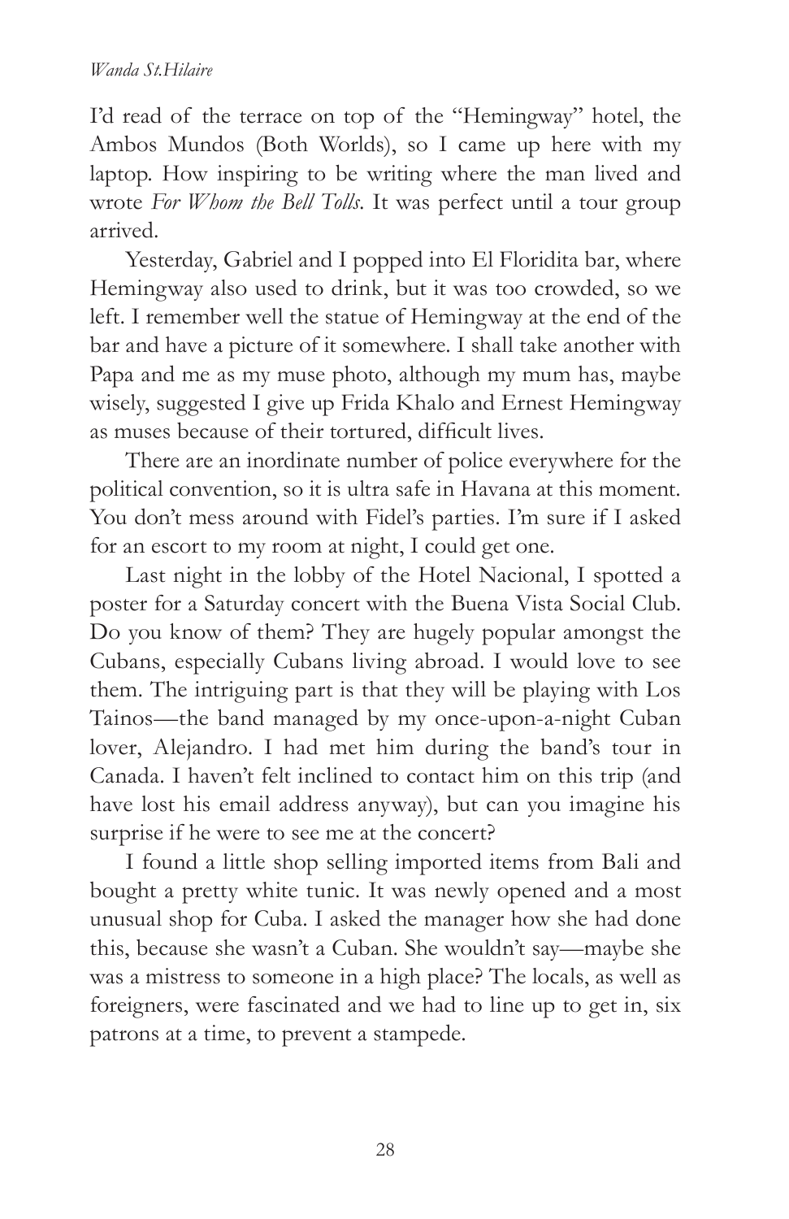I'd read of the terrace on top of the "Hemingway" hotel, the Ambos Mundos (Both Worlds), so I came up here with my laptop. How inspiring to be writing where the man lived and wrote *For Whom the Bell Tolls*. It was perfect until a tour group arrived.

Yesterday, Gabriel and I popped into El Floridita bar, where Hemingway also used to drink, but it was too crowded, so we left. I remember well the statue of Hemingway at the end of the bar and have a picture of it somewhere. I shall take another with Papa and me as my muse photo, although my mum has, maybe wisely, suggested I give up Frida Khalo and Ernest Hemingway as muses because of their tortured, difficult lives.

There are an inordinate number of police everywhere for the political convention, so it is ultra safe in Havana at this moment. You don't mess around with Fidel's parties. I'm sure if I asked for an escort to my room at night, I could get one.

Last night in the lobby of the Hotel Nacional, I spotted a poster for a Saturday concert with the Buena Vista Social Club. Do you know of them? They are hugely popular amongst the Cubans, especially Cubans living abroad. I would love to see them. The intriguing part is that they will be playing with Los Tainos—the band managed by my once-upon-a-night Cuban lover, Alejandro. I had met him during the band's tour in Canada. I haven't felt inclined to contact him on this trip (and have lost his email address anyway), but can you imagine his surprise if he were to see me at the concert?

I found a little shop selling imported items from Bali and bought a pretty white tunic. It was newly opened and a most unusual shop for Cuba. I asked the manager how she had done this, because she wasn't a Cuban. She wouldn't say—maybe she was a mistress to someone in a high place? The locals, as well as foreigners, were fascinated and we had to line up to get in, six patrons at a time, to prevent a stampede.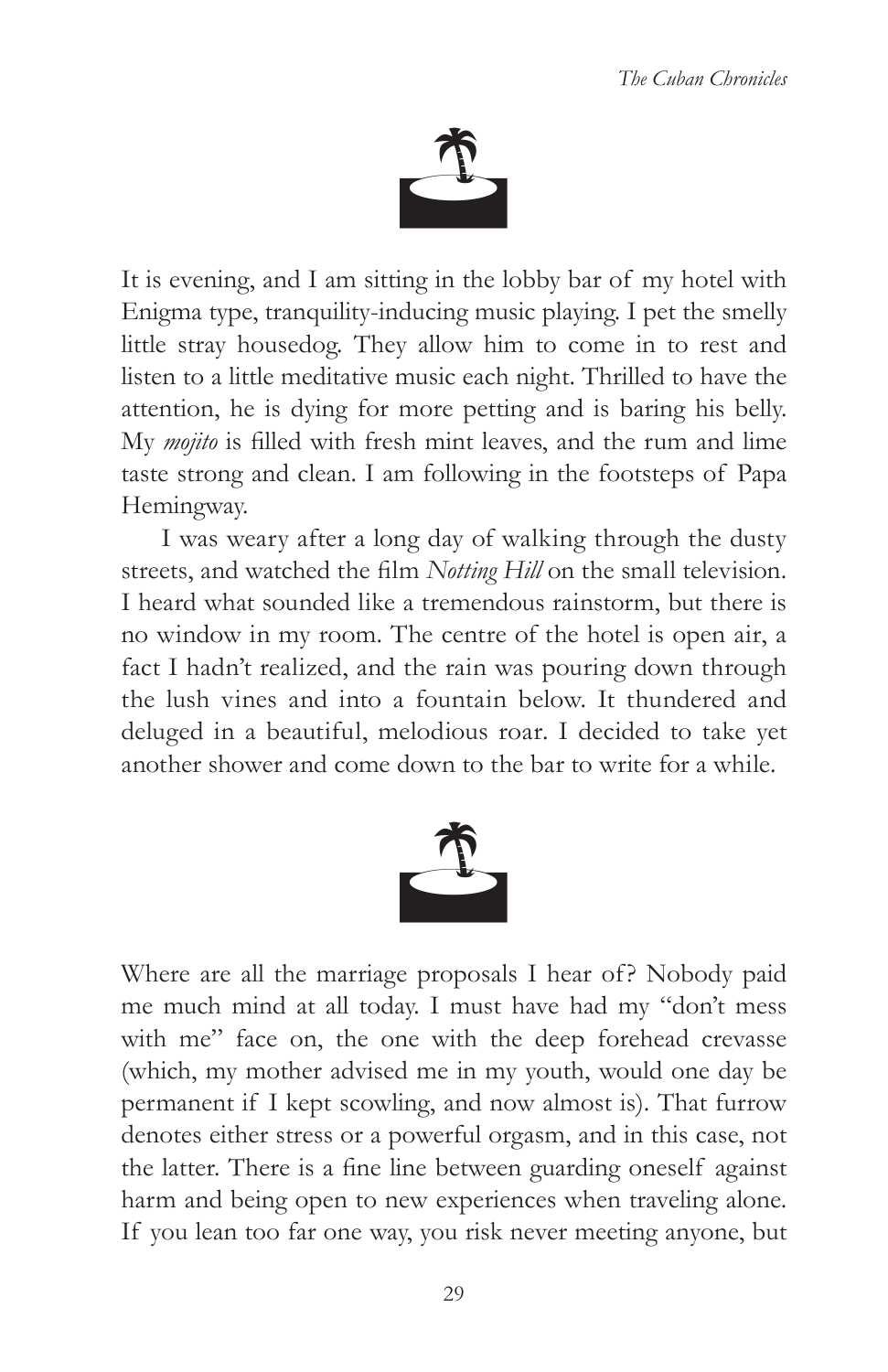It is evening, and I am sitting in the lobby bar of my hotel with Enigma type, tranquility-inducing music playing. I pet the smelly little stray housedog. They allow him to come in to rest and listen to a little meditative music each night. Thrilled to have the attention, he is dying for more petting and is baring his belly. My *mojito* is filled with fresh mint leaves, and the rum and lime taste strong and clean. I am following in the footsteps of Papa Hemingway.

I was weary after a long day of walking through the dusty streets, and watched the film *Notting Hill* on the small television. I heard what sounded like a tremendous rainstorm, but there is no window in my room. The centre of the hotel is open air, a fact I hadn't realized, and the rain was pouring down through the lush vines and into a fountain below. It thundered and deluged in a beautiful, melodious roar. I decided to take yet another shower and come down to the bar to write for a while.

Where are all the marriage proposals I hear of? Nobody paid me much mind at all today. I must have had my "don't mess with me" face on, the one with the deep forehead crevasse (which, my mother advised me in my youth, would one day be permanent if I kept scowling, and now almost is). That furrow denotes either stress or a powerful orgasm, and in this case, not the latter. There is a fine line between guarding oneself against harm and being open to new experiences when traveling alone. If you lean too far one way, you risk never meeting anyone, but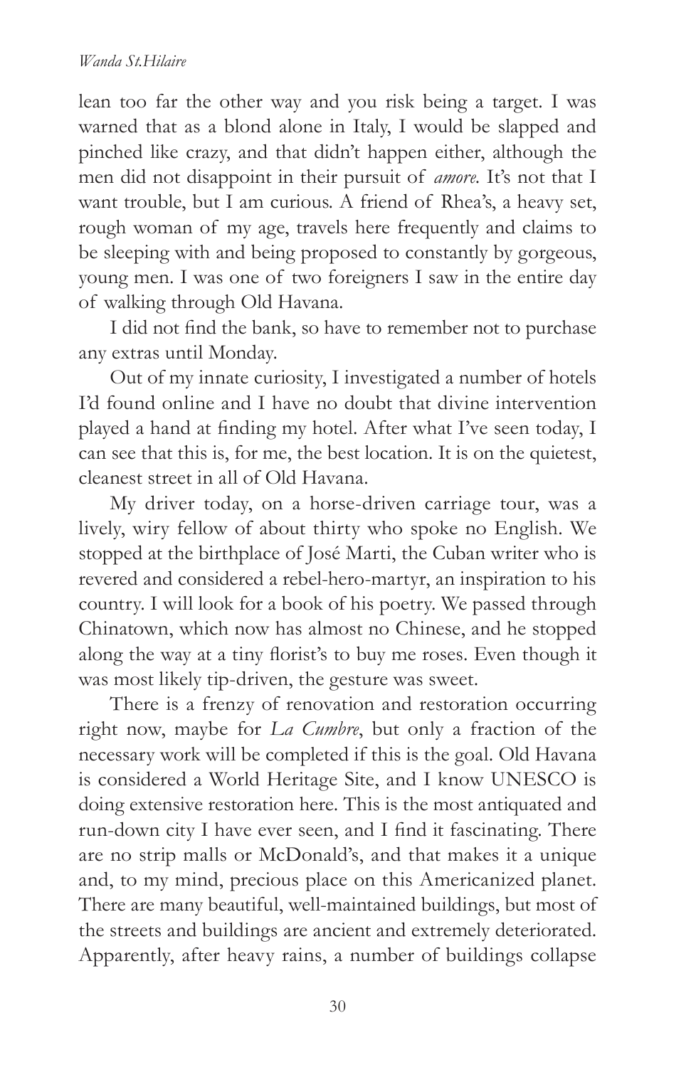lean too far the other way and you risk being a target. I was warned that as a blond alone in Italy, I would be slapped and pinched like crazy, and that didn't happen either, although the men did not disappoint in their pursuit of *amore*. It's not that I want trouble, but I am curious. A friend of Rhea's, a heavy set, rough woman of my age, travels here frequently and claims to be sleeping with and being proposed to constantly by gorgeous, young men. I was one of two foreigners I saw in the entire day of walking through Old Havana.

I did not find the bank, so have to remember not to purchase any extras until Monday.

Out of my innate curiosity, I investigated a number of hotels I'd found online and I have no doubt that divine intervention played a hand at finding my hotel. After what I've seen today, I can see that this is, for me, the best location. It is on the quietest, cleanest street in all of Old Havana.

My driver today, on a horse-driven carriage tour, was a lively, wiry fellow of about thirty who spoke no English. We stopped at the birthplace of José Marti, the Cuban writer who is revered and considered a rebel-hero-martyr, an inspiration to his country. I will look for a book of his poetry. We passed through Chinatown, which now has almost no Chinese, and he stopped along the way at a tiny florist's to buy me roses. Even though it was most likely tip-driven, the gesture was sweet.

There is a frenzy of renovation and restoration occurring right now, maybe for *La Cumbre*, but only a fraction of the necessary work will be completed if this is the goal. Old Havana is considered a World Heritage Site, and I know UNESCO is doing extensive restoration here. This is the most antiquated and run-down city I have ever seen, and I find it fascinating. There are no strip malls or McDonald's, and that makes it a unique and, to my mind, precious place on this Americanized planet. There are many beautiful, well-maintained buildings, but most of the streets and buildings are ancient and extremely deteriorated. Apparently, after heavy rains, a number of buildings collapse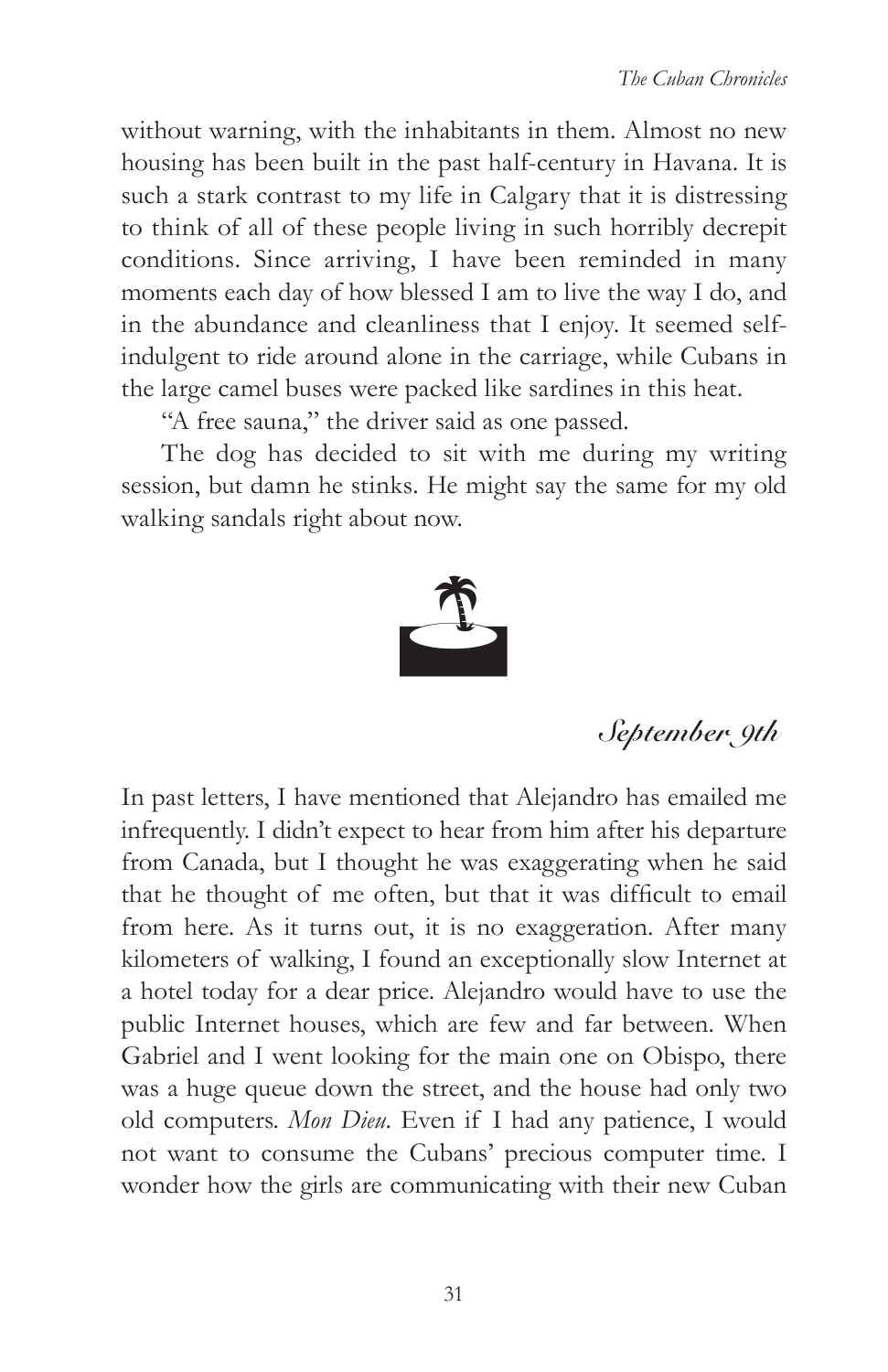without warning, with the inhabitants in them. Almost no new housing has been built in the past half-century in Havana. It is such a stark contrast to my life in Calgary that it is distressing to think of all of these people living in such horribly decrepit conditions. Since arriving, I have been reminded in many moments each day of how blessed I am to live the way I do, and in the abundance and cleanliness that I enjoy. It seemed self-indulgent to ride around alone in the carriage, while Cubans in the large camel buses were packed like sardines in this heat.

"A free sauna," the driver said as one passed.

The dog has decided to sit with me during my writing session, but damn he stinks. He might say the same for my old walking sandals right about now.

## *September 9th*

In past letters, I have mentioned that Alejandro has emailed me infrequently. I didn't expect to hear from him after his departure from Canada, but I thought he was exaggerating when he said that he thought of me often, but that it was difficult to email from here. As it turns out, it is no exaggeration. After many kilometers of walking, I found an exceptionally slow Internet at a hotel today for a dear price. Alejandro would have to use the public Internet houses, which are few and far between. When Gabriel and I went looking for the main one on Obispo, there was a huge queue down the street, and the house had only two old computers. *Mon Dieu*. Even if I had any patience, I would not want to consume the Cubans' precious computer time. I wonder how the girls are communicating with their new Cuban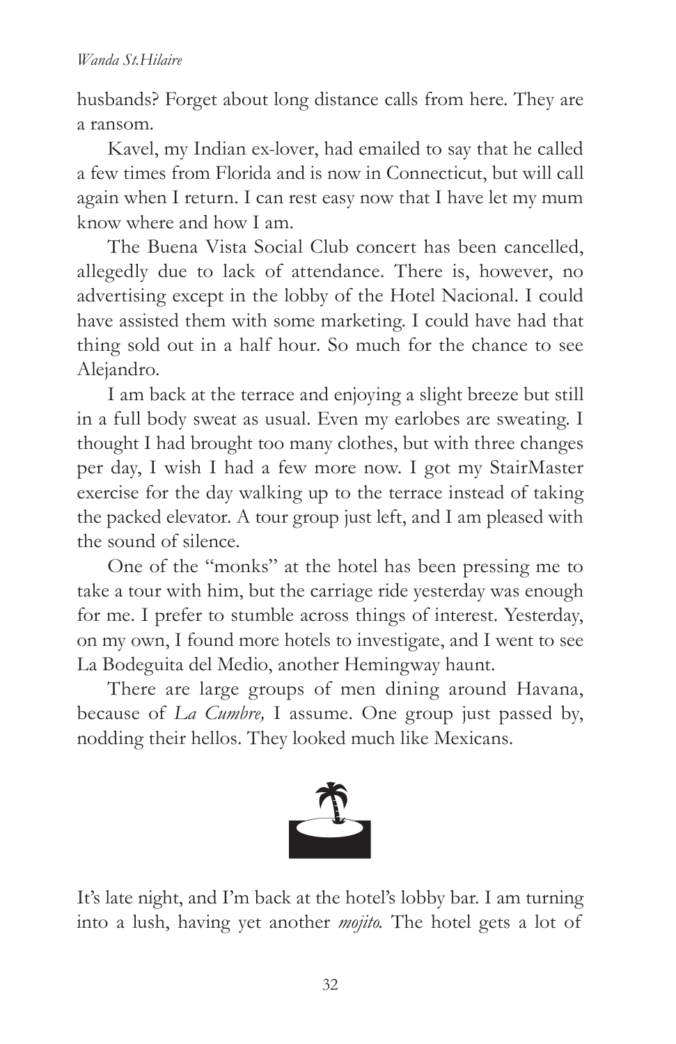husbands? Forget about long distance calls from here. They are a ransom.

Kavel, my Indian ex-lover, had emailed to say that he called a few times from Florida and is now in Connecticut, but will call again when I return. I can rest easy now that I have let my mum know where and how I am.

The Buena Vista Social Club concert has been cancelled, allegedly due to lack of attendance. There is, however, no advertising except in the lobby of the Hotel Nacional. I could have assisted them with some marketing. I could have had that thing sold out in a half hour. So much for the chance to see Alejandro.

I am back at the terrace and enjoying a slight breeze but still in a full body sweat as usual. Even my earlobes are sweating. I thought I had brought too many clothes, but with three changes per day, I wish I had a few more now. I got my StairMaster exercise for the day walking up to the terrace instead of taking the packed elevator. A tour group just left, and I am pleased with the sound of silence.

One of the "monks" at the hotel has been pressing me to take a tour with him, but the carriage ride yesterday was enough for me. I prefer to stumble across things of interest. Yesterday, on my own, I found more hotels to investigate, and I went to see La Bodeguita del Medio, another Hemingway haunt.

There are large groups of men dining around Havana, because of *La Cumbre,* I assume. One group just passed by, nodding their hellos. They looked much like Mexicans.

It's late night, and I'm back at the hotel's lobby bar. I am turning into a lush, having yet another *mojito.* The hotel gets a lot of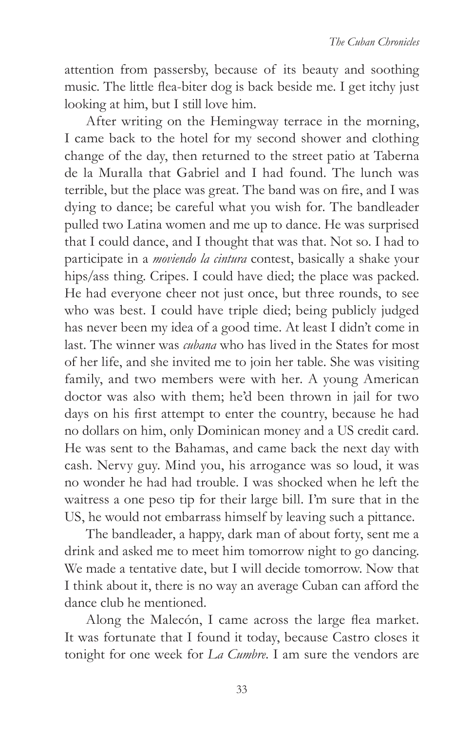attention from passersby, because of its beauty and soothing music. The little flea-biter dog is back beside me. I get itchy just looking at him, but I still love him.

After writing on the Hemingway terrace in the morning, I came back to the hotel for my second shower and clothing change of the day, then returned to the street patio at Taberna de la Muralla that Gabriel and I had found. The lunch was terrible, but the place was great. The band was on fire, and I was dying to dance; be careful what you wish for. The bandleader pulled two Latina women and me up to dance. He was surprised that I could dance, and I thought that was that. Not so. I had to participate in a *moviendo la cintura* contest, basically a shake your hips/ass thing. Cripes. I could have died; the place was packed. He had everyone cheer not just once, but three rounds, to see who was best. I could have triple died; being publicly judged has never been my idea of a good time. At least I didn't come in last. The winner was *cubana* who has lived in the States for most of her life, and she invited me to join her table. She was visiting family, and two members were with her. A young American doctor was also with them; he'd been thrown in jail for two days on his first attempt to enter the country, because he had no dollars on him, only Dominican money and a US credit card. He was sent to the Bahamas, and came back the next day with cash. Nervy guy. Mind you, his arrogance was so loud, it was no wonder he had had trouble. I was shocked when he left the waitress a one peso tip for their large bill. I'm sure that in the US, he would not embarrass himself by leaving such a pittance.

The bandleader, a happy, dark man of about forty, sent me a drink and asked me to meet him tomorrow night to go dancing. We made a tentative date, but I will decide tomorrow. Now that I think about it, there is no way an average Cuban can afford the dance club he mentioned.

Along the Malecón, I came across the large flea market. It was fortunate that I found it today, because Castro closes it tonight for one week for *La Cumbre*. I am sure the vendors are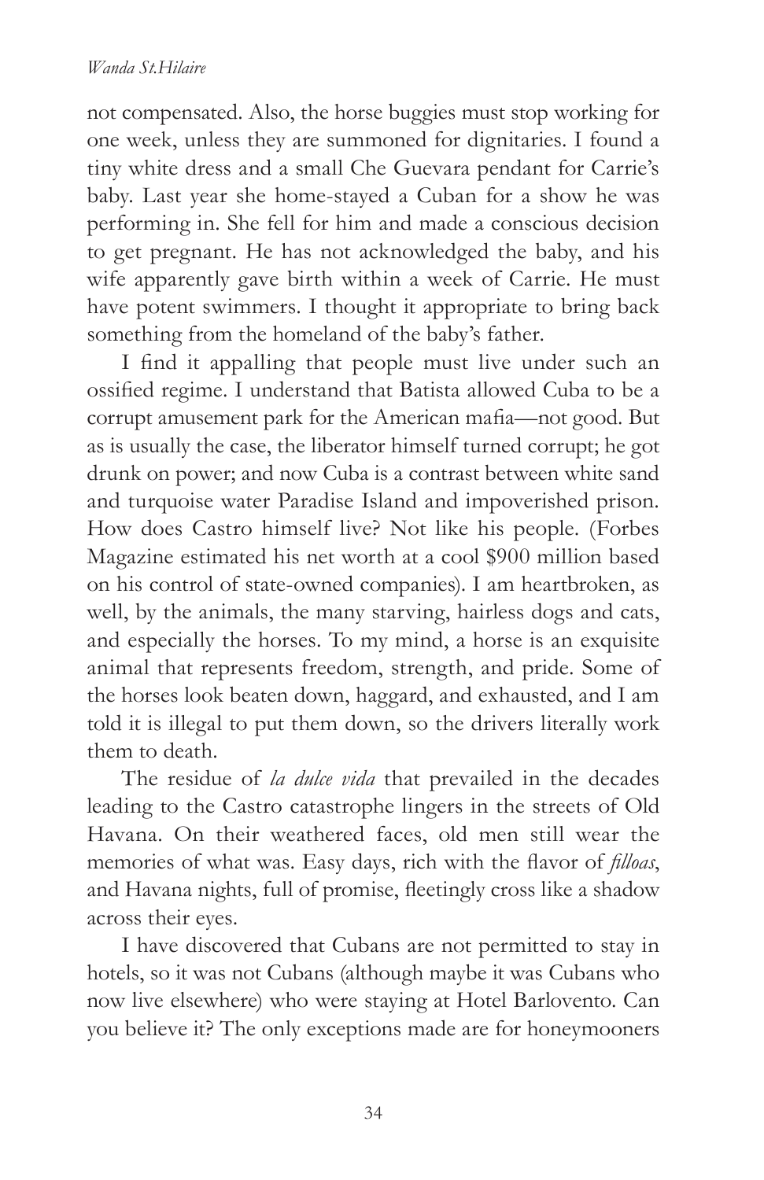not compensated. Also, the horse buggies must stop working for one week, unless they are summoned for dignitaries. I found a tiny white dress and a small Che Guevara pendant for Carrie's baby. Last year she home-stayed a Cuban for a show he was performing in. She fell for him and made a conscious decision to get pregnant. He has not acknowledged the baby, and his wife apparently gave birth within a week of Carrie. He must have potent swimmers. I thought it appropriate to bring back something from the homeland of the baby's father.

I find it appalling that people must live under such an ossified regime. I understand that Batista allowed Cuba to be a corrupt amusement park for the American mafia—not good. But as is usually the case, the liberator himself turned corrupt; he got drunk on power; and now Cuba is a contrast between white sand and turquoise water Paradise Island and impoverished prison. How does Castro himself live? Not like his people. (Forbes Magazine estimated his net worth at a cool $900 million based on his control of state-owned companies). I am heartbroken, as well, by the animals, the many starving, hairless dogs and cats, and especially the horses. To my mind, a horse is an exquisite animal that represents freedom, strength, and pride. Some of the horses look beaten down, haggard, and exhausted, and I am told it is illegal to put them down, so the drivers literally work them to death.

The residue of *la dulce vida* that prevailed in the decades leading to the Castro catastrophe lingers in the streets of Old Havana. On their weathered faces, old men still wear the memories of what was. Easy days, rich with the flavor of *filloas*, and Havana nights, full of promise, fleetingly cross like a shadow across their eyes.

I have discovered that Cubans are not permitted to stay in hotels, so it was not Cubans (although maybe it was Cubans who now live elsewhere) who were staying at Hotel Barlovento. Can you believe it? The only exceptions made are for honeymooners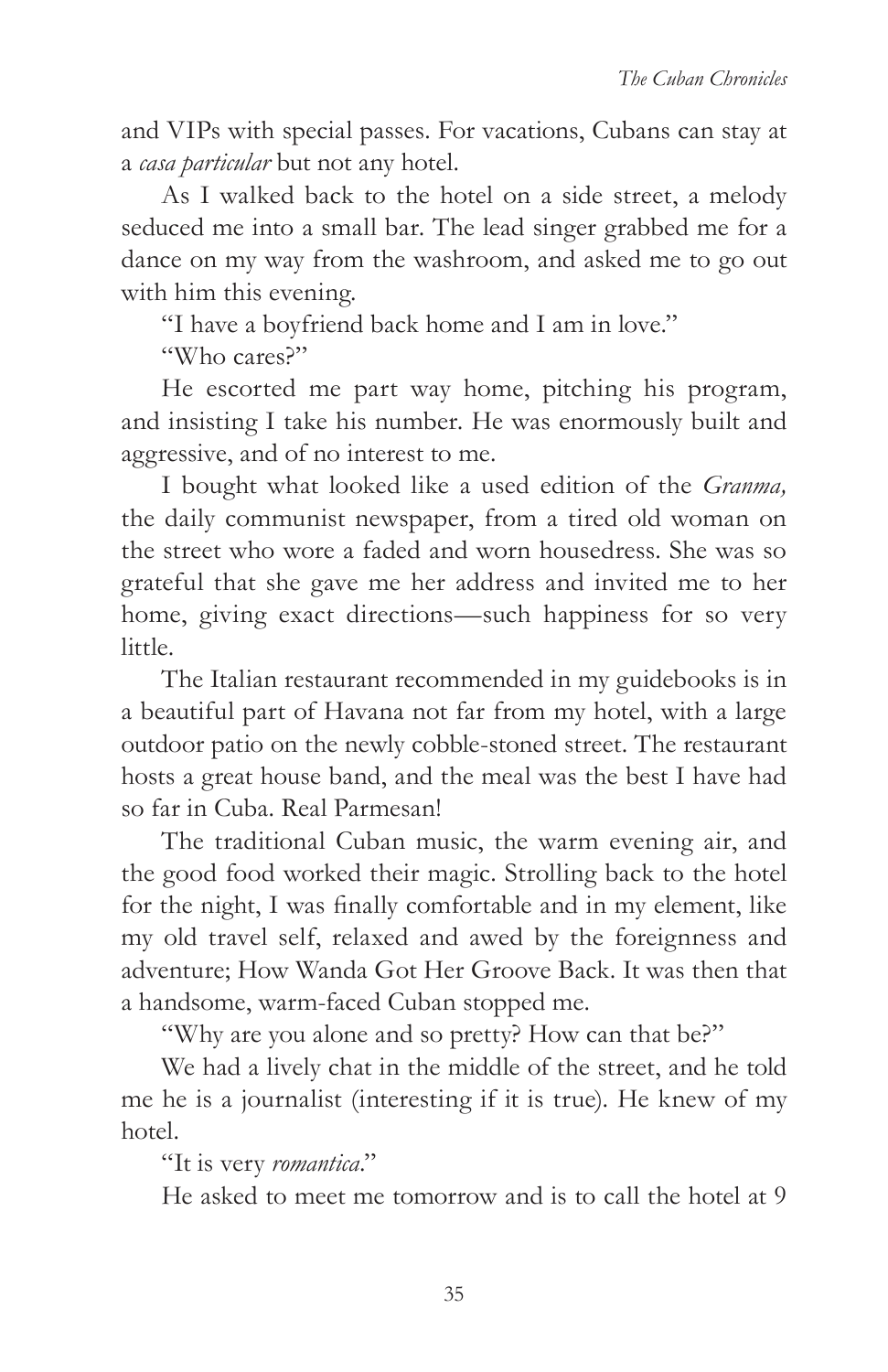and VIPs with special passes. For vacations, Cubans can stay at a *casa particular* but not any hotel.

As I walked back to the hotel on a side street, a melody seduced me into a small bar. The lead singer grabbed me for a dance on my way from the washroom, and asked me to go out with him this evening.

"I have a boyfriend back home and I am in love."

"Who cares?"

He escorted me part way home, pitching his program, and insisting I take his number. He was enormously built and aggressive, and of no interest to me.

I bought what looked like a used edition of the *Granma,* the daily communist newspaper, from a tired old woman on the street who wore a faded and worn housedress. She was so grateful that she gave me her address and invited me to her home, giving exact directions—such happiness for so very little.

The Italian restaurant recommended in my guidebooks is in a beautiful part of Havana not far from my hotel, with a large outdoor patio on the newly cobble-stoned street. The restaurant hosts a great house band, and the meal was the best I have had so far in Cuba. Real Parmesan!

The traditional Cuban music, the warm evening air, and the good food worked their magic. Strolling back to the hotel for the night, I was finally comfortable and in my element, like my old travel self, relaxed and awed by the foreignness and adventure; How Wanda Got Her Groove Back. It was then that a handsome, warm-faced Cuban stopped me.

"Why are you alone and so pretty? How can that be?"

We had a lively chat in the middle of the street, and he told me he is a journalist (interesting if it is true). He knew of my hotel.

"It is very *romantica*."

He asked to meet me tomorrow and is to call the hotel at 9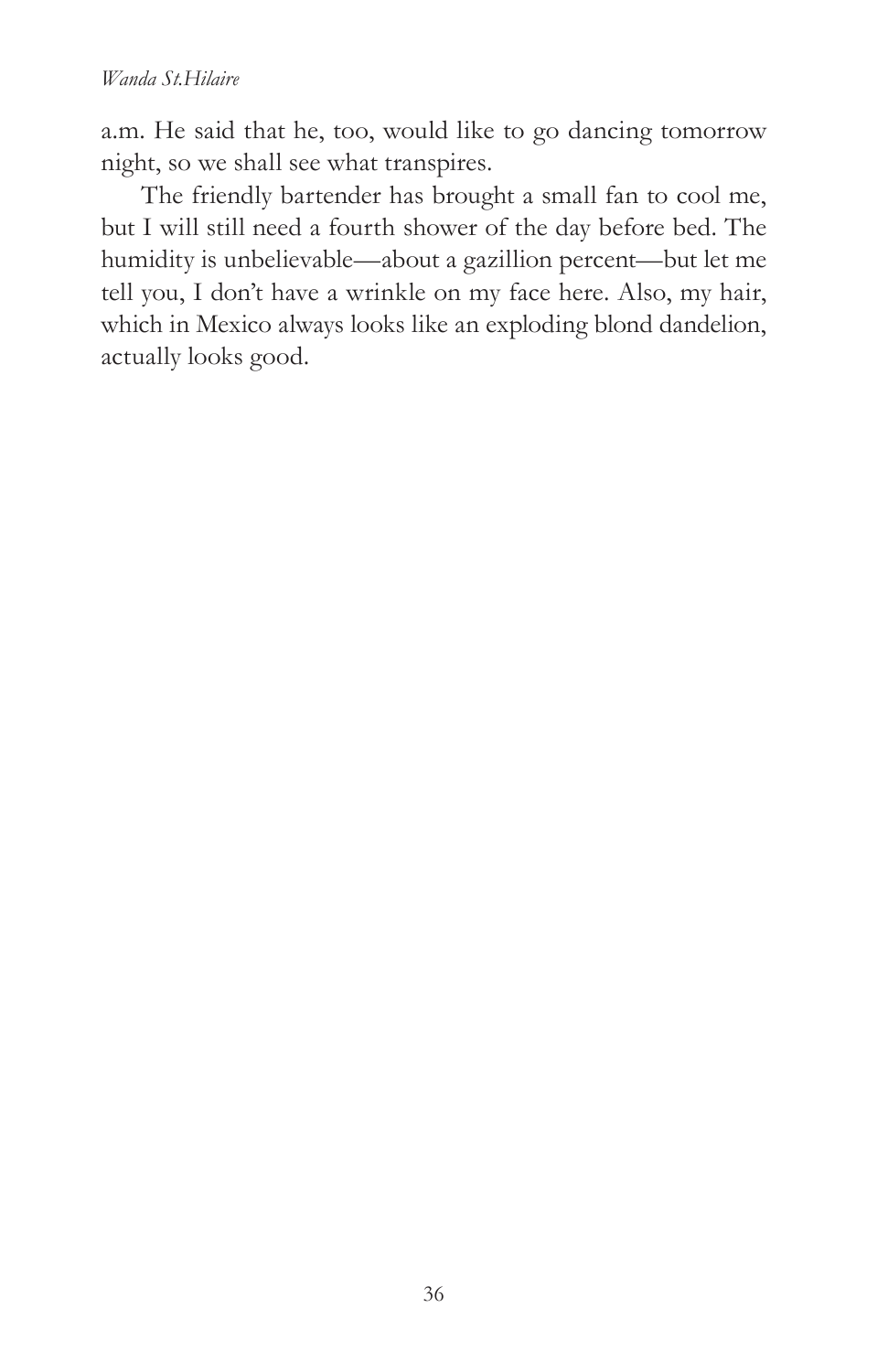a.m. He said that he, too, would like to go dancing tomorrow night, so we shall see what transpires.

The friendly bartender has brought a small fan to cool me, but I will still need a fourth shower of the day before bed. The humidity is unbelievable—about a gazillion percent—but let me tell you, I don't have a wrinkle on my face here. Also, my hair, which in Mexico always looks like an exploding blond dandelion, actually looks good.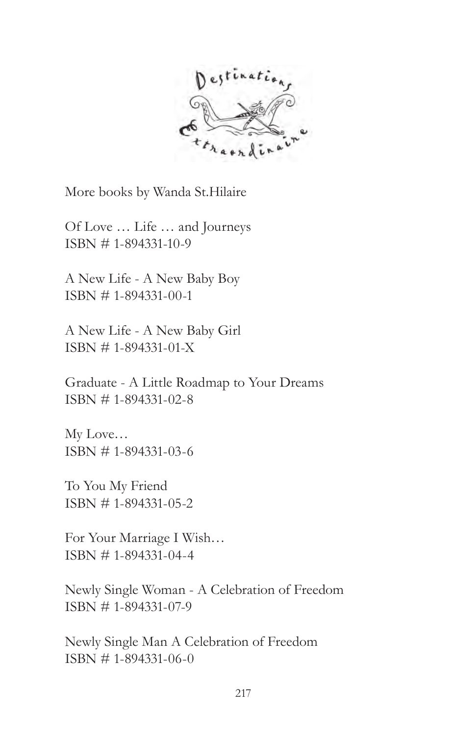More books by Wanda St.Hilaire

Of Love … Life … and Journeys
ISBN # 1-894331-10-9

A New Life - A New Baby Boy
ISBN # 1-894331-00-1

A New Life - A New Baby Girl
ISBN # 1-894331-01-X

Graduate - A Little Roadmap to Your Dreams
ISBN # 1-894331-02-8

My Love…
ISBN # 1-894331-03-6

To You My Friend
ISBN # 1-894331-05-2

For Your Marriage I Wish…
ISBN # 1-894331-04-4

Newly Single Woman - A Celebration of Freedom
ISBN # 1-894331-07-9

Newly Single Man A Celebration of Freedom
ISBN # 1-894331-06-0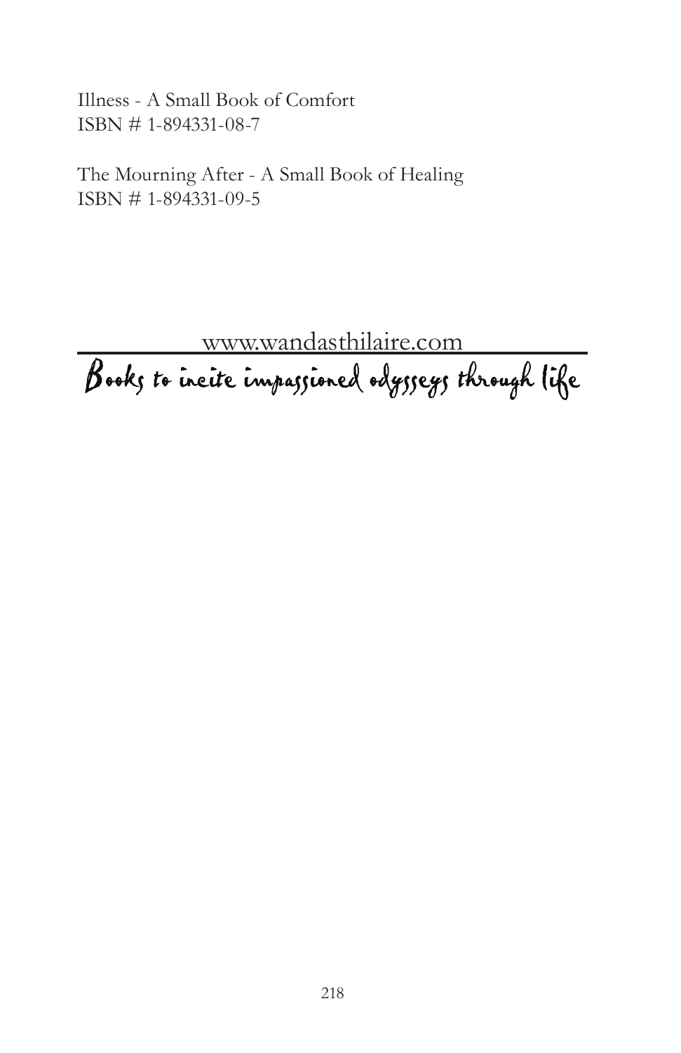Illness - A Small Book of Comfort
ISBN # 1-894331-08-7

The Mourning After - A Small Book of Healing
ISBN # 1-894331-09-5

www.wandasthilaire.com

*Books to incite impassioned odysseys through life*